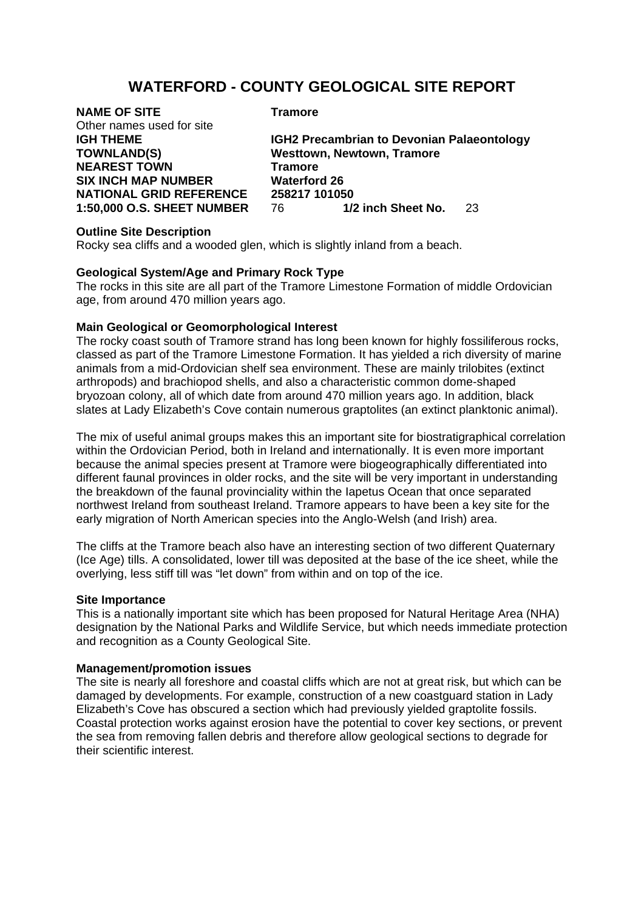# WATERFORD - COUNTY GEOLOGICAL SITE REPORT

**NAME OF SITE** **Tramore**
Other names used for site
**IGH THEME** **IGH2 Precambrian to Devonian Palaeontology**
**TOWNLAND(S)** **Westtown, Newtown, Tramore**
**NEAREST TOWN** **Tramore**
**SIX INCH MAP NUMBER** **Waterford 26**
**NATIONAL GRID REFERENCE** **258217 101050**
**1:50,000 O.S. SHEET NUMBER** 76 **1/2 inch Sheet No.** 23

**Outline Site Description**
Rocky sea cliffs and a wooded glen, which is slightly inland from a beach.

**Geological System/Age and Primary Rock Type**
The rocks in this site are all part of the Tramore Limestone Formation of middle Ordovician age, from around 470 million years ago.

**Main Geological or Geomorphological Interest**
The rocky coast south of Tramore strand has long been known for highly fossiliferous rocks, classed as part of the Tramore Limestone Formation. It has yielded a rich diversity of marine animals from a mid-Ordovician shelf sea environment. These are mainly trilobites (extinct arthropods) and brachiopod shells, and also a characteristic common dome-shaped bryozoan colony, all of which date from around 470 million years ago. In addition, black slates at Lady Elizabeth's Cove contain numerous graptolites (an extinct planktonic animal).

The mix of useful animal groups makes this an important site for biostratigraphical correlation within the Ordovician Period, both in Ireland and internationally. It is even more important because the animal species present at Tramore were biogeographically differentiated into different faunal provinces in older rocks, and the site will be very important in understanding the breakdown of the faunal provinciality within the Iapetus Ocean that once separated northwest Ireland from southeast Ireland. Tramore appears to have been a key site for the early migration of North American species into the Anglo-Welsh (and Irish) area.

The cliffs at the Tramore beach also have an interesting section of two different Quaternary (Ice Age) tills. A consolidated, lower till was deposited at the base of the ice sheet, while the overlying, less stiff till was "let down" from within and on top of the ice.

**Site Importance**
This is a nationally important site which has been proposed for Natural Heritage Area (NHA) designation by the National Parks and Wildlife Service, but which needs immediate protection and recognition as a County Geological Site.

**Management/promotion issues**
The site is nearly all foreshore and coastal cliffs which are not at great risk, but which can be damaged by developments. For example, construction of a new coastguard station in Lady Elizabeth's Cove has obscured a section which had previously yielded graptolite fossils. Coastal protection works against erosion have the potential to cover key sections, or prevent the sea from removing fallen debris and therefore allow geological sections to degrade for their scientific interest.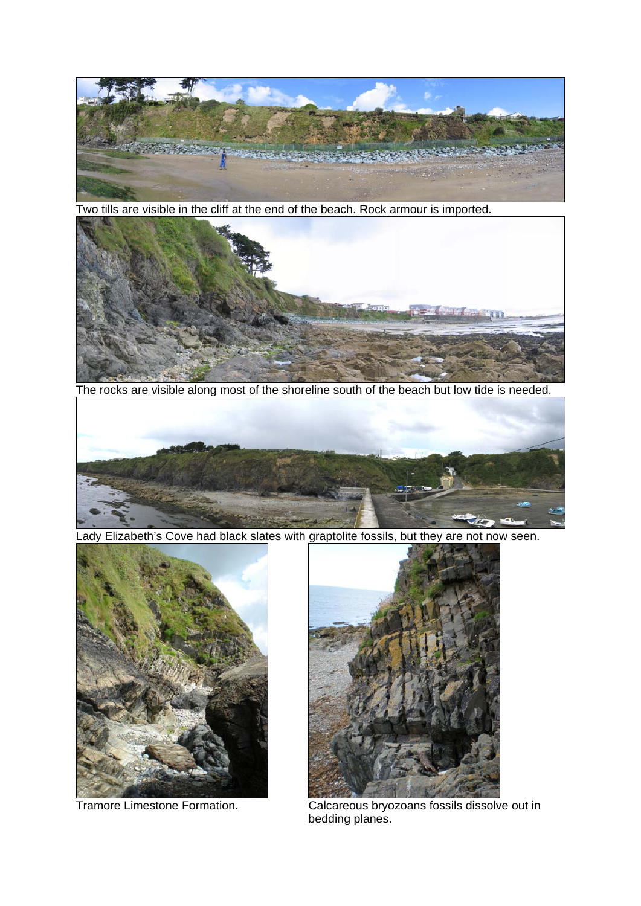Two tills are visible in the cliff at the end of the beach. Rock armour is imported.

The rocks are visible along most of the shoreline south of the beach but low tide is needed.

Lady Elizabeth's Cove had black slates with graptolite fossils, but they are not now seen.

Tramore Limestone Formation.

Calcareous bryozoans fossils dissolve out in bedding planes.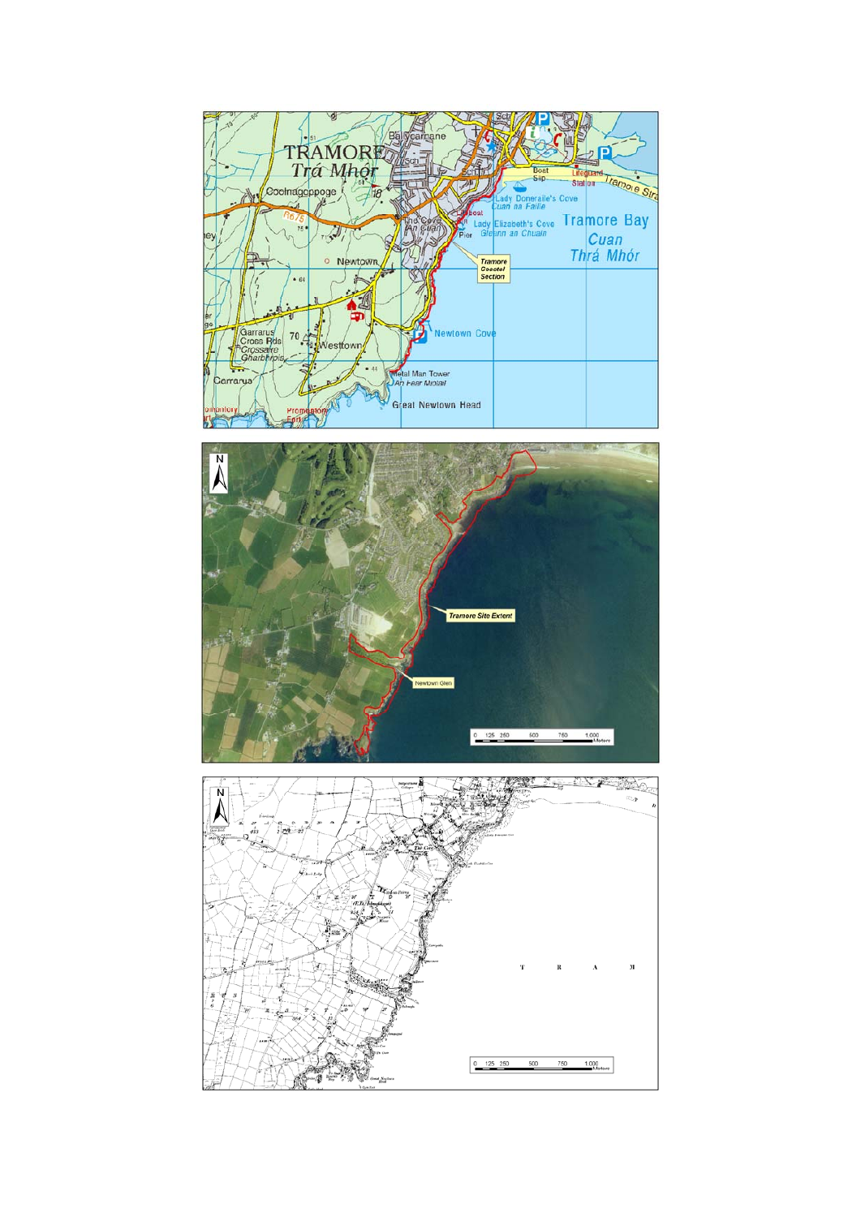TRAMORE
Trá Mhór
Coolnagoppoge
R675
Ballycarnane
Newtown
Garrarus Cross Rds
Crossaire Gharbhrois
Westtown
Garrarus
Promontory Fort
The Cove
An Cuan
Lifeboat
Pier
Lady Doneraile's Cove
Cuan na Faille
Lady Elizabeth's Cove
Gleann an Chuain
Boat Slip
Lifeguard Station
Tramore Strand
Tramore Bay
Cuan Thrá Mhór
Tramore Coastal Section
Newtown Cove
Metal Man Tower
An Fear Miotail
Great Newtown Head

N
Tramore Site Extent
Newtown Glen
0 125 250 500 750 1,000 Meters

N
The Cove
T R A M
0 125 250 500 750 1,000 Meters